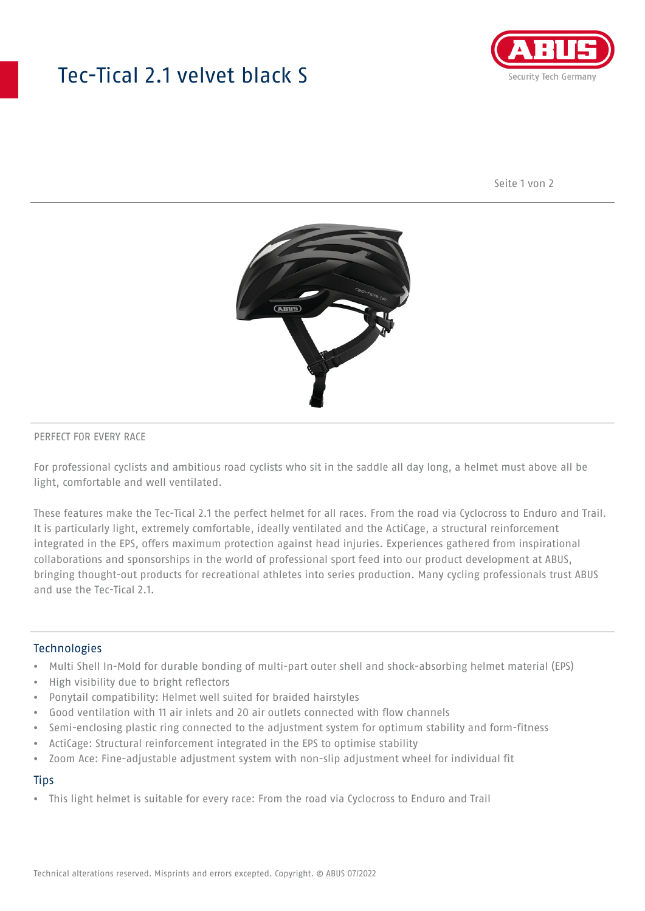# Tec-Tical 2.1 velvet black S

PERFECT FOR EVERY RACE

For professional cyclists and ambitious road cyclists who sit in the saddle all day long, a helmet must above all be light, comfortable and well ventilated.

These features make the Tec-Tical 2.1 the perfect helmet for all races. From the road via Cyclocross to Enduro and Trail. It is particularly light, extremely comfortable, ideally ventilated and the ActiCage, a structural reinforcement integrated in the EPS, offers maximum protection against head injuries. Experiences gathered from inspirational collaborations and sponsorships in the world of professional sport feed into our product development at ABUS, bringing thought-out products for recreational athletes into series production. Many cycling professionals trust ABUS and use the Tec-Tical 2.1.

## Technologies

- Multi Shell In-Mold for durable bonding of multi-part outer shell and shock-absorbing helmet material (EPS)
- High visibility due to bright reflectors
- Ponytail compatibility: Helmet well suited for braided hairstyles
- Good ventilation with 11 air inlets and 20 air outlets connected with flow channels
- Semi-enclosing plastic ring connected to the adjustment system for optimum stability and form-fitness
- ActiCage: Structural reinforcement integrated in the EPS to optimise stability
- Zoom Ace: Fine-adjustable adjustment system with non-slip adjustment wheel for individual fit

## Tips

- This light helmet is suitable for every race: From the road via Cyclocross to Enduro and Trail

Technical alterations reserved. Misprints and errors excepted. Copyright. © ABUS 07/2022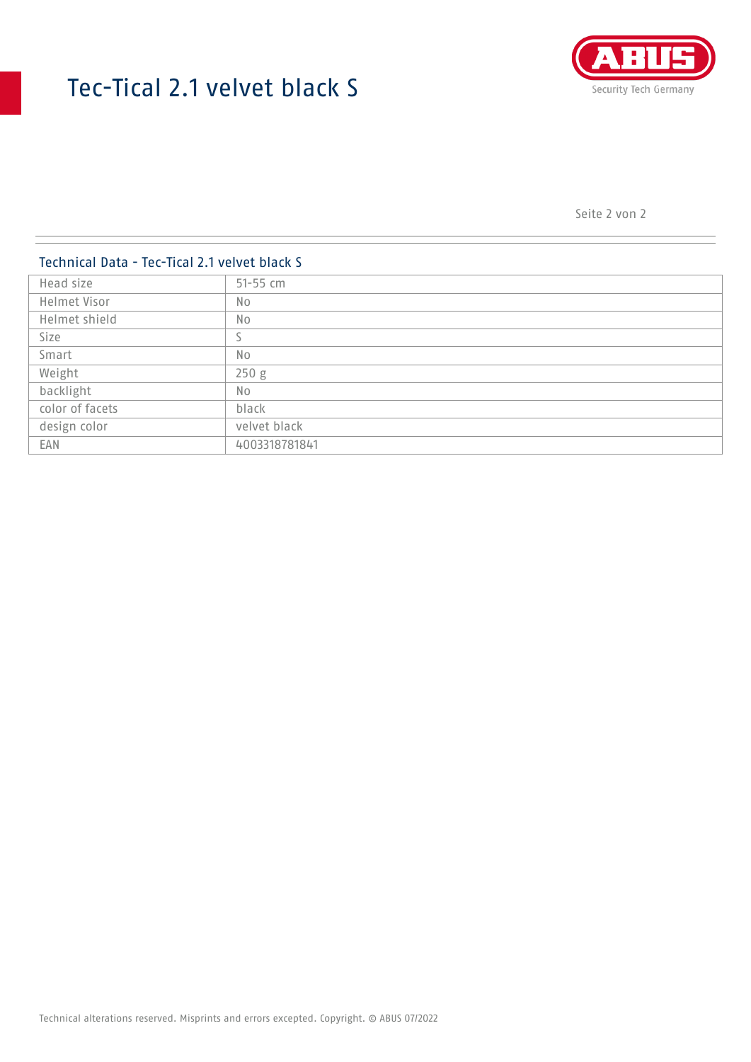# Tec-Tical 2.1 velvet black S

## Technical Data - Tec-Tical 2.1 velvet black S

| | |
|---|---|
| Head size | 51-55 cm |
| Helmet Visor | No |
| Helmet shield | No |
| Size | S |
| Smart | No |
| Weight | 250 g |
| backlight | No |
| color of facets | black |
| design color | velvet black |
| EAN | 4003318781841 |

Technical alterations reserved. Misprints and errors excepted. Copyright. © ABUS 07/2022